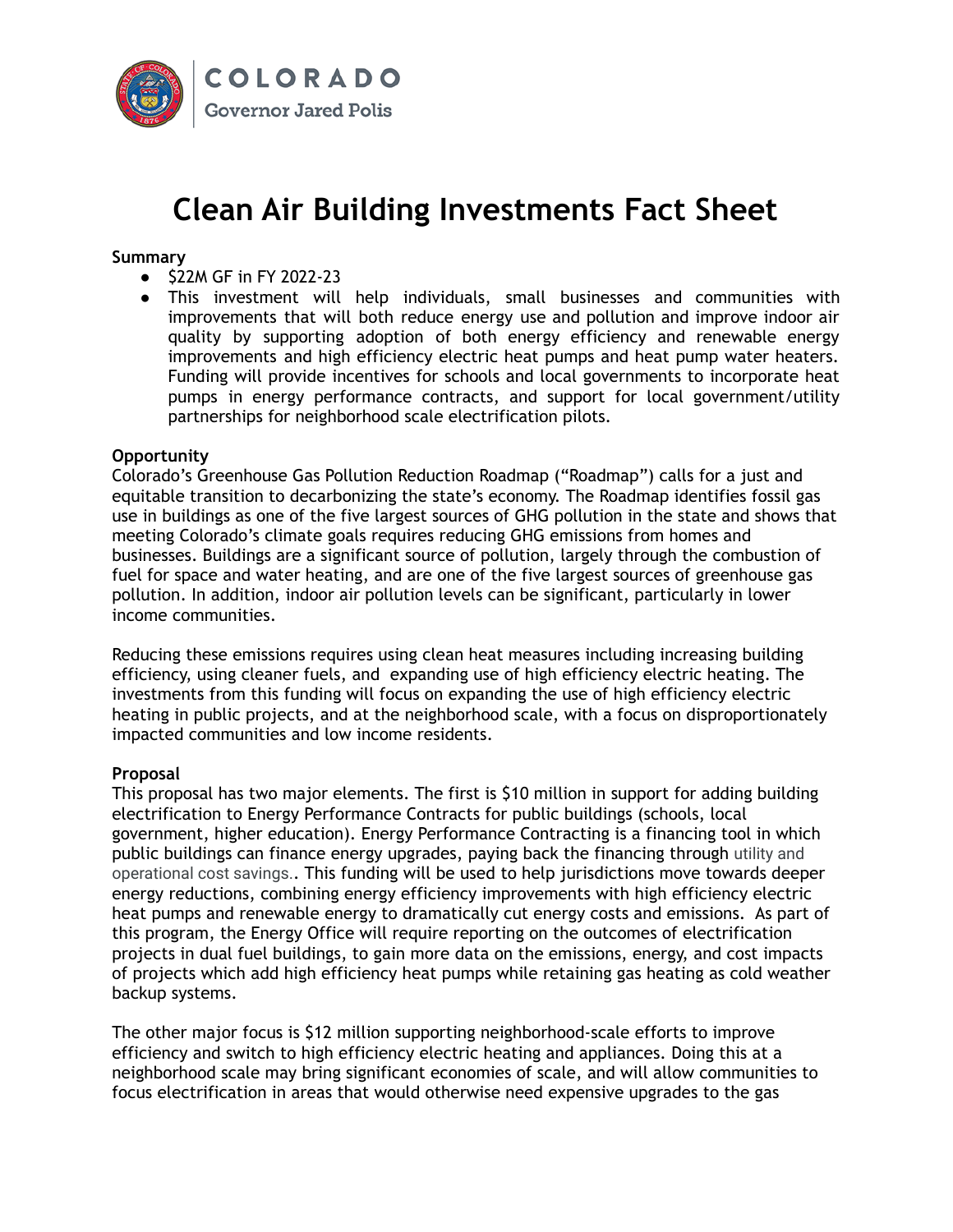# Clean Air Building Investments Fact Sheet

**Summary**

- $22M GF in FY 2022-23
- This investment will help individuals, small businesses and communities with improvements that will both reduce energy use and pollution and improve indoor air quality by supporting adoption of both energy efficiency and renewable energy improvements and high efficiency electric heat pumps and heat pump water heaters. Funding will provide incentives for schools and local governments to incorporate heat pumps in energy performance contracts, and support for local government/utility partnerships for neighborhood scale electrification pilots.

**Opportunity**

Colorado's Greenhouse Gas Pollution Reduction Roadmap ("Roadmap") calls for a just and equitable transition to decarbonizing the state's economy. The Roadmap identifies fossil gas use in buildings as one of the five largest sources of GHG pollution in the state and shows that meeting Colorado's climate goals requires reducing GHG emissions from homes and businesses. Buildings are a significant source of pollution, largely through the combustion of fuel for space and water heating, and are one of the five largest sources of greenhouse gas pollution. In addition, indoor air pollution levels can be significant, particularly in lower income communities.

Reducing these emissions requires using clean heat measures including increasing building efficiency, using cleaner fuels, and expanding use of high efficiency electric heating. The investments from this funding will focus on expanding the use of high efficiency electric heating in public projects, and at the neighborhood scale, with a focus on disproportionately impacted communities and low income residents.

**Proposal**

This proposal has two major elements. The first is $10 million in support for adding building electrification to Energy Performance Contracts for public buildings (schools, local government, higher education). Energy Performance Contracting is a financing tool in which public buildings can finance energy upgrades, paying back the financing through utility and operational cost savings.. This funding will be used to help jurisdictions move towards deeper energy reductions, combining energy efficiency improvements with high efficiency electric heat pumps and renewable energy to dramatically cut energy costs and emissions. As part of this program, the Energy Office will require reporting on the outcomes of electrification projects in dual fuel buildings, to gain more data on the emissions, energy, and cost impacts of projects which add high efficiency heat pumps while retaining gas heating as cold weather backup systems.

The other major focus is $12 million supporting neighborhood-scale efforts to improve efficiency and switch to high efficiency electric heating and appliances. Doing this at a neighborhood scale may bring significant economies of scale, and will allow communities to focus electrification in areas that would otherwise need expensive upgrades to the gas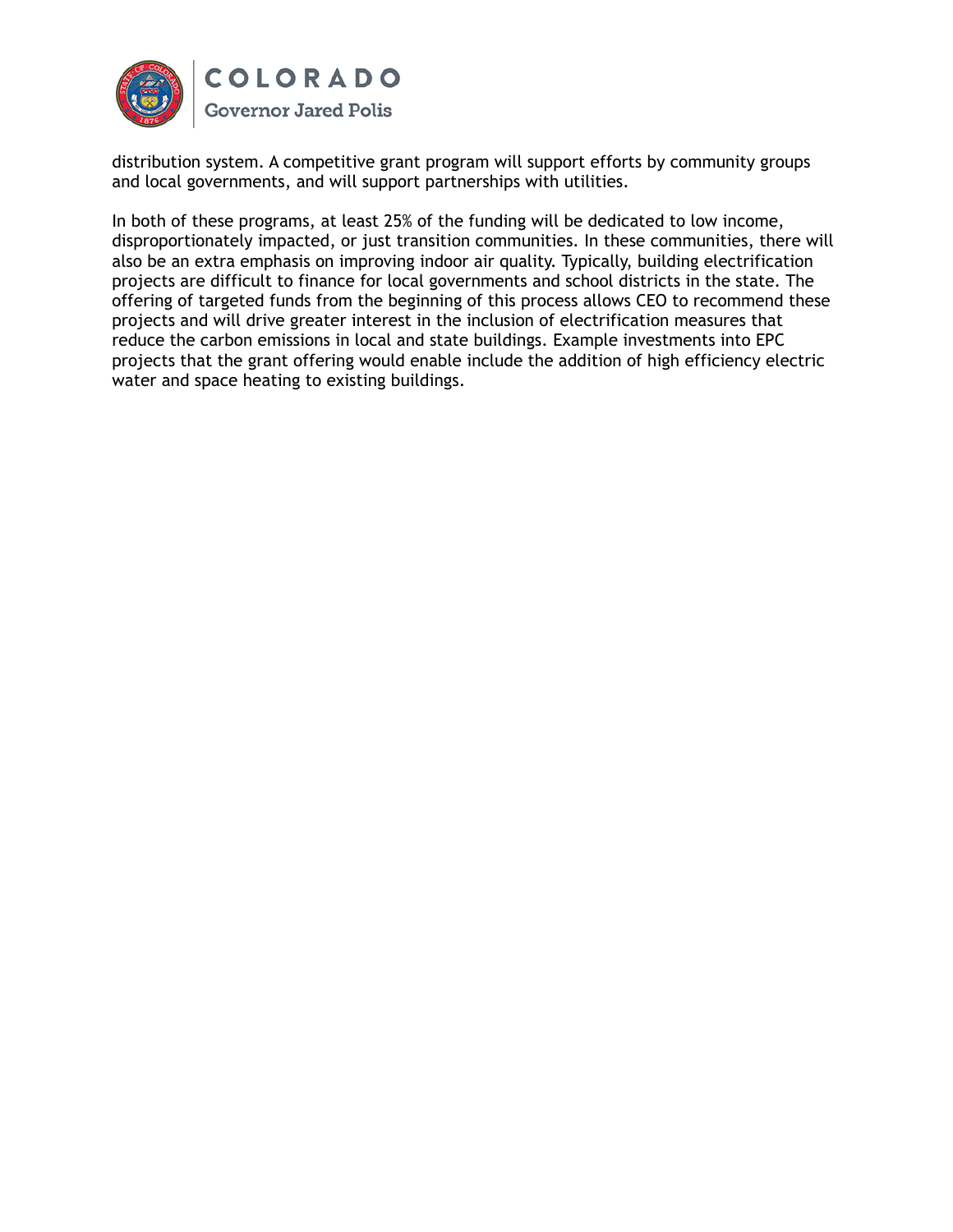distribution system. A competitive grant program will support efforts by community groups and local governments, and will support partnerships with utilities.

In both of these programs, at least 25% of the funding will be dedicated to low income, disproportionately impacted, or just transition communities. In these communities, there will also be an extra emphasis on improving indoor air quality. Typically, building electrification projects are difficult to finance for local governments and school districts in the state. The offering of targeted funds from the beginning of this process allows CEO to recommend these projects and will drive greater interest in the inclusion of electrification measures that reduce the carbon emissions in local and state buildings. Example investments into EPC projects that the grant offering would enable include the addition of high efficiency electric water and space heating to existing buildings.